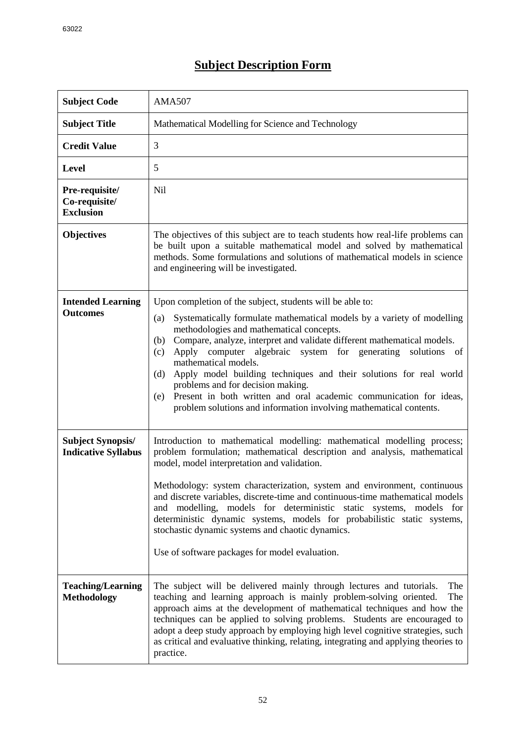# Subject Description Form

| Subject Code | AMA507 |
| --- | --- |
| **Subject Title** | Mathematical Modelling for Science and Technology |
| **Credit Value** | 3 |
| **Level** | 5 |
| **Pre-requisite/ Co-requisite/ Exclusion** | Nil |
| **Objectives** | The objectives of this subject are to teach students how real-life problems can be built upon a suitable mathematical model and solved by mathematical methods. Some formulations and solutions of mathematical models in science and engineering will be investigated. |
| **Intended Learning Outcomes** | Upon completion of the subject, students will be able to:<br>(a) Systematically formulate mathematical models by a variety of modelling methodologies and mathematical concepts.<br>(b) Compare, analyze, interpret and validate different mathematical models.<br>(c) Apply computer algebraic system for generating solutions of mathematical models.<br>(d) Apply model building techniques and their solutions for real world problems and for decision making.<br>(e) Present in both written and oral academic communication for ideas, problem solutions and information involving mathematical contents. |
| **Subject Synopsis/ Indicative Syllabus** | Introduction to mathematical modelling: mathematical modelling process; problem formulation; mathematical description and analysis, mathematical model, model interpretation and validation.<br><br>Methodology: system characterization, system and environment, continuous and discrete variables, discrete-time and continuous-time mathematical models and modelling, models for deterministic static systems, models for deterministic dynamic systems, models for probabilistic static systems, stochastic dynamic systems and chaotic dynamics.<br><br>Use of software packages for model evaluation. |
| **Teaching/Learning Methodology** | The subject will be delivered mainly through lectures and tutorials. The teaching and learning approach is mainly problem-solving oriented. The approach aims at the development of mathematical techniques and how the techniques can be applied to solving problems. Students are encouraged to adopt a deep study approach by employing high level cognitive strategies, such as critical and evaluative thinking, relating, integrating and applying theories to practice. |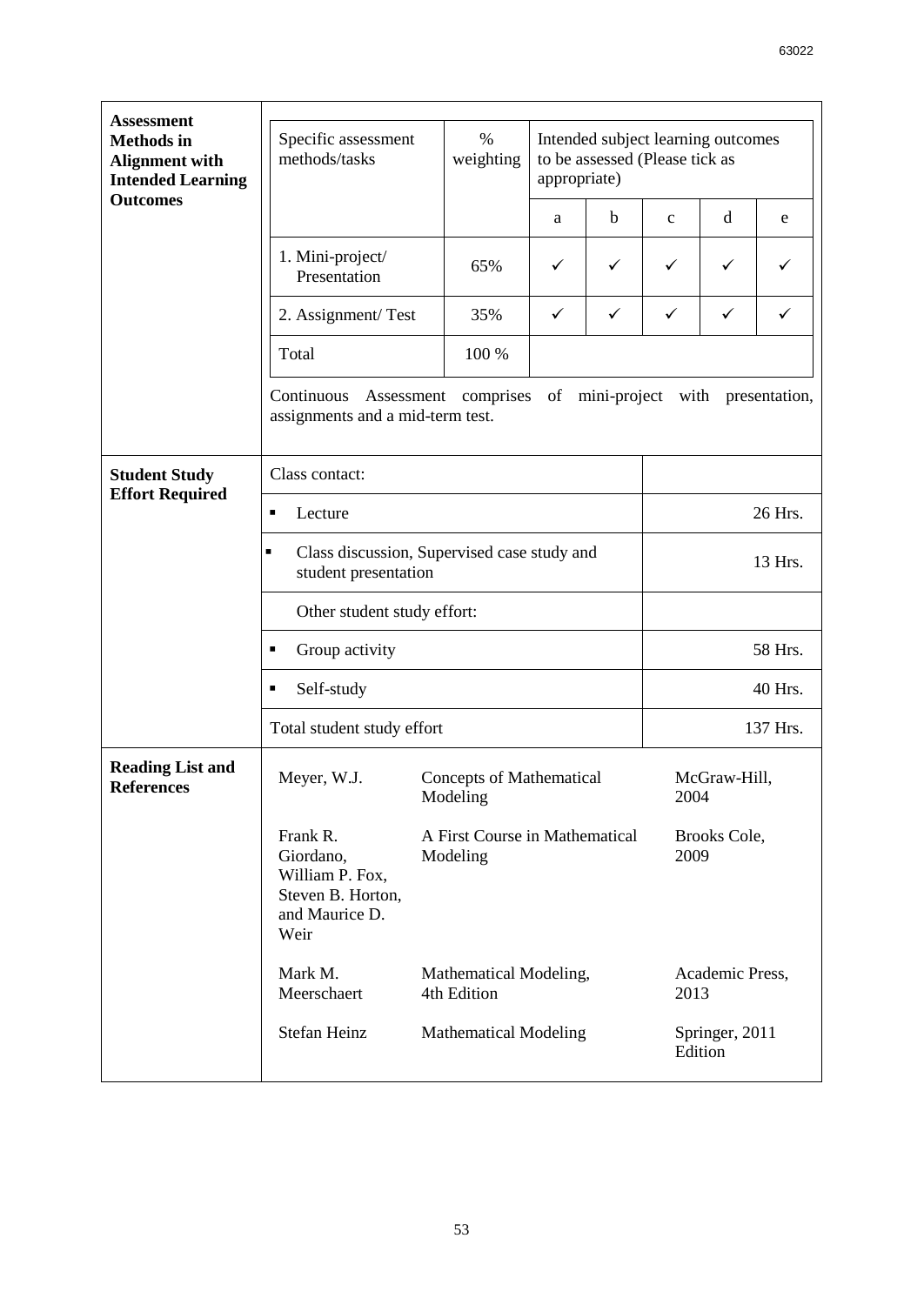**Assessment Methods in Alignment with Intended Learning Outcomes**

| Specific assessment methods/tasks | % weighting | Intended subject learning outcomes to be assessed (Please tick as appropriate) | | | | |
|---|---|---|---|---|---|---|
| | | a | b | c | d | e |
| 1. Mini-project/ Presentation | 65% | ✓ | ✓ | ✓ | ✓ | ✓ |
| 2. Assignment/ Test | 35% | ✓ | ✓ | ✓ | ✓ | ✓ |
| Total | 100 % | | | | | |

Continuous Assessment comprises of mini-project with presentation, assignments and a mid-term test.

**Student Study Effort Required**

| | |
|---|---|
| Class contact: | |
| ▪ Lecture | 26 Hrs. |
| ▪ Class discussion, Supervised case study and student presentation | 13 Hrs. |
| Other student study effort: | |
| ▪ Group activity | 58 Hrs. |
| ▪ Self-study | 40 Hrs. |
| Total student study effort | 137 Hrs. |

**Reading List and References**

| | | |
|---|---|---|
| Meyer, W.J. | Concepts of Mathematical Modeling | McGraw-Hill, 2004 |
| Frank R. Giordano, William P. Fox, Steven B. Horton, and Maurice D. Weir | A First Course in Mathematical Modeling | Brooks Cole, 2009 |
| Mark M. Meerschaert | Mathematical Modeling, 4th Edition | Academic Press, 2013 |
| Stefan Heinz | Mathematical Modeling | Springer, 2011 Edition |